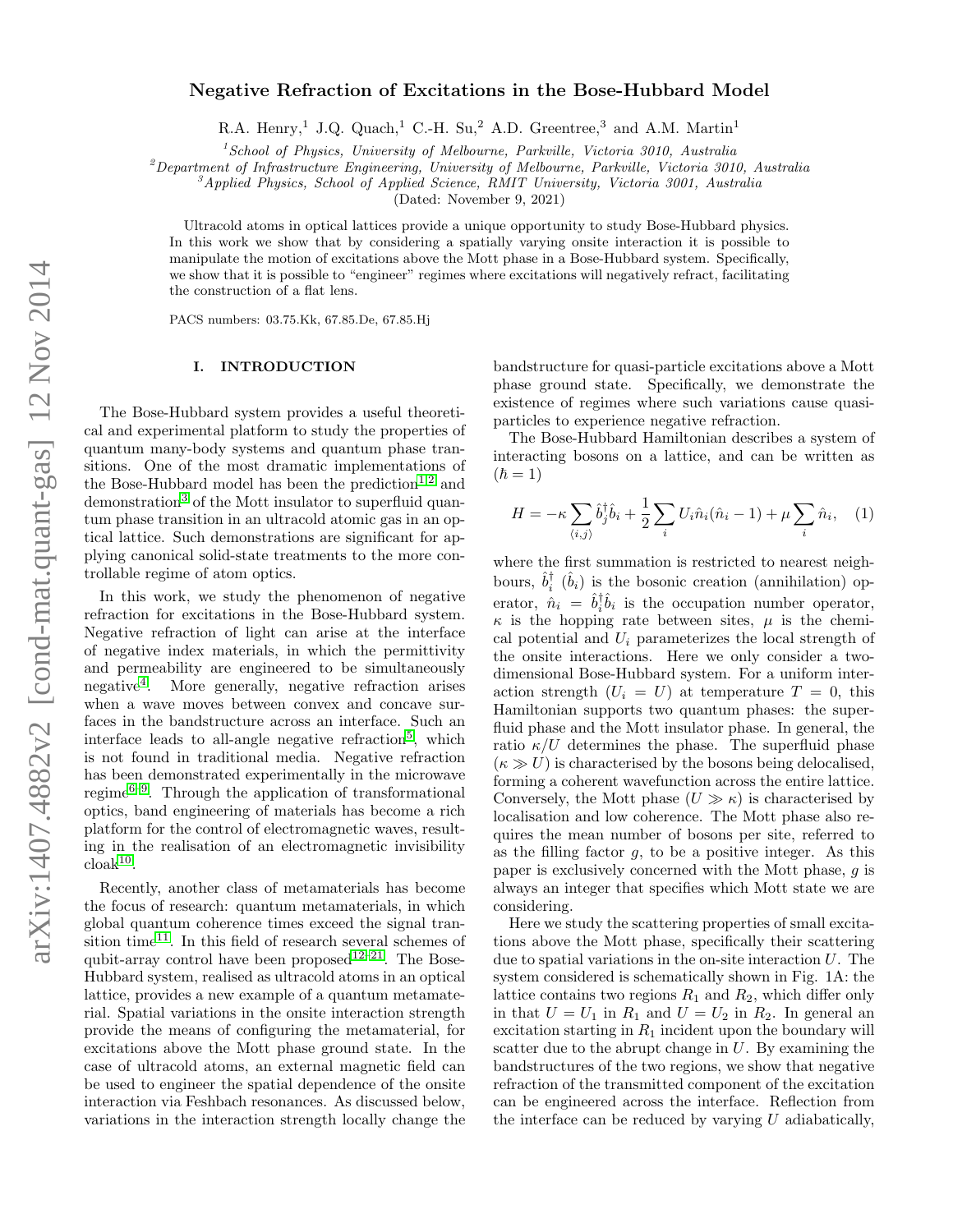# Negative Refraction of Excitations in the Bose-Hubbard Model

R.A. Henry,[1] J.Q. Quach,[1] C.-H. Su,[2] A.D. Greentree,[3] and A.M. Martin[1]

[1]*School of Physics, University of Melbourne, Parkville, Victoria 3010, Australia*
[2]*Department of Infrastructure Engineering, University of Melbourne, Parkville, Victoria 3010, Australia*
[3]*Applied Physics, School of Applied Science, RMIT University, Victoria 3001, Australia*
(Dated: November 9, 2021)

Ultracold atoms in optical lattices provide a unique opportunity to study Bose-Hubbard physics. In this work we show that by considering a spatially varying onsite interaction it is possible to manipulate the motion of excitations above the Mott phase in a Bose-Hubbard system. Specifically, we show that it is possible to "engineer" regimes where excitations will negatively refract, facilitating the construction of a flat lens.

PACS numbers: 03.75.Kk, 67.85.De, 67.85.Hj

## I. INTRODUCTION

The Bose-Hubbard system provides a useful theoretical and experimental platform to study the properties of quantum many-body systems and quantum phase transitions. One of the most dramatic implementations of the Bose-Hubbard model has been the prediction[1,2] and demonstration[3] of the Mott insulator to superfluid quantum phase transition in an ultracold atomic gas in an optical lattice. Such demonstrations are significant for applying canonical solid-state treatments to the more controllable regime of atom optics.

In this work, we study the phenomenon of negative refraction for excitations in the Bose-Hubbard system. Negative refraction of light can arise at the interface of negative index materials, in which the permittivity and permeability are engineered to be simultaneously negative[4]. More generally, negative refraction arises when a wave moves between convex and concave surfaces in the bandstructure across an interface. Such an interface leads to all-angle negative refraction[5], which is not found in traditional media. Negative refraction has been demonstrated experimentally in the microwave regime[6–9]. Through the application of transformational optics, band engineering of materials has become a rich platform for the control of electromagnetic waves, resulting in the realisation of an electromagnetic invisibility cloak[10].

Recently, another class of metamaterials has become the focus of research: quantum metamaterials, in which global quantum coherence times exceed the signal transition time[11]. In this field of research several schemes of qubit-array control have been proposed[12–21]. The Bose-Hubbard system, realised as ultracold atoms in an optical lattice, provides a new example of a quantum metamaterial. Spatial variations in the onsite interaction strength provide the means of configuring the metamaterial, for excitations above the Mott phase ground state. In the case of ultracold atoms, an external magnetic field can be used to engineer the spatial dependence of the onsite interaction via Feshbach resonances. As discussed below, variations in the interaction strength locally change the bandstructure for quasi-particle excitations above a Mott phase ground state. Specifically, we demonstrate the existence of regimes where such variations cause quasi-particles to experience negative refraction.

The Bose-Hubbard Hamiltonian describes a system of interacting bosons on a lattice, and can be written as ($\hbar = 1$)

$$H = -\kappa \sum_{\langle i,j \rangle} \hat{b}_j^\dagger \hat{b}_i + \frac{1}{2} \sum_i U_i \hat{n}_i(\hat{n}_i - 1) + \mu \sum_i \hat{n}_i, \quad (1)$$

where the first summation is restricted to nearest neighbours, $\hat{b}_i^\dagger$ ($\hat{b}_i$) is the bosonic creation (annihilation) operator, $\hat{n}_i = \hat{b}_i^\dagger \hat{b}_i$ is the occupation number operator, $\kappa$ is the hopping rate between sites, $\mu$ is the chemical potential and $U_i$ parameterizes the local strength of the onsite interactions. Here we only consider a two-dimensional Bose-Hubbard system. For a uniform interaction strength ($U_i = U$) at temperature $T = 0$, this Hamiltonian supports two quantum phases: the superfluid phase and the Mott insulator phase. In general, the ratio $\kappa/U$ determines the phase. The superfluid phase ($\kappa \gg U$) is characterised by the bosons being delocalised, forming a coherent wavefunction across the entire lattice. Conversely, the Mott phase ($U \gg \kappa$) is characterised by localisation and low coherence. The Mott phase also requires the mean number of bosons per site, referred to as the filling factor $g$, to be a positive integer. As this paper is exclusively concerned with the Mott phase, $g$ is always an integer that specifies which Mott state we are considering.

Here we study the scattering properties of small excitations above the Mott phase, specifically their scattering due to spatial variations in the on-site interaction $U$. The system considered is schematically shown in Fig. 1A: the lattice contains two regions $R_1$ and $R_2$, which differ only in that $U = U_1$ in $R_1$ and $U = U_2$ in $R_2$. In general an excitation starting in $R_1$ incident upon the boundary will scatter due to the abrupt change in $U$. By examining the bandstructures of the two regions, we show that negative refraction of the transmitted component of the excitation can be engineered across the interface. Reflection from the interface can be reduced by varying $U$ adiabatically,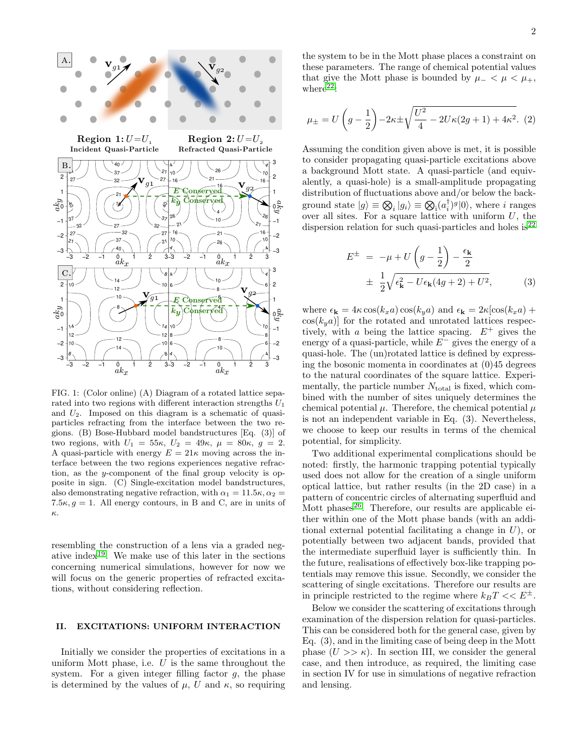FIG. 1: (Color online) (A) Diagram of a rotated lattice separated into two regions with different interaction strengths $U_1$ and $U_2$. Imposed on this diagram is a schematic of quasi-particles refracting from the interface between the two regions. (B) Bose-Hubbard model bandstructures [Eq. (3)] of two regions, with $U_1 = 55\kappa$, $U_2 = 49\kappa$, $\mu = 80\kappa$, $g = 2$. A quasi-particle with energy $E = 21\kappa$ moving across the interface between the two regions experiences negative refraction, as the $y$-component of the final group velocity is opposite in sign. (C) Single-excitation model bandstructures, also demonstrating negative refraction, with $\alpha_1 = 11.5\kappa, \alpha_2 = 7.5\kappa, g = 1$. All energy contours, in B and C, are in units of $\kappa$.

resembling the construction of a lens via a graded negative index[19]. We make use of this later in the sections concerning numerical simulations, however for now we will focus on the generic properties of refracted excitations, without considering reflection.

## II. EXCITATIONS: UNIFORM INTERACTION

Initially we consider the properties of excitations in a uniform Mott phase, i.e. $U$ is the same throughout the system. For a given integer filling factor $g$, the phase is determined by the values of $\mu$, $U$ and $\kappa$, so requiring the system to be in the Mott phase places a constraint on these parameters. The range of chemical potential values that give the Mott phase is bounded by $\mu_- < \mu < \mu_+$, where[22]:

$$\mu_\pm = U\left(g - \frac{1}{2}\right) - 2\kappa \pm \sqrt{\frac{U^2}{4} - 2U\kappa(2g+1) + 4\kappa^2}. \quad (2)$$

Assuming the condition given above is met, it is possible to consider propagating quasi-particle excitations above a background Mott state. A quasi-particle (and equivalently, a quasi-hole) is a small-amplitude propagating distribution of fluctuations above and/or below the background state $|g\rangle \equiv \bigotimes_i |g_i\rangle \equiv \bigotimes_i (a_i^\dagger)^g|0\rangle$, where $i$ ranges over all sites. For a square lattice with uniform $U$, the dispersion relation for such quasi-particles and holes is[22]

$$\begin{aligned} E^\pm &= -\mu + U\left(g - \frac{1}{2}\right) - \frac{\epsilon_\mathbf{k}}{2} \\ &\pm \frac{1}{2}\sqrt{\epsilon_\mathbf{k}^2 - U\epsilon_\mathbf{k}(4g+2) + U^2}, \end{aligned} \quad (3)$$

where $\epsilon_\mathbf{k} = 4\kappa\cos(k_x a)\cos(k_y a)$ and $\epsilon_\mathbf{k} = 2\kappa[\cos(k_x a) + \cos(k_y a)]$ for the rotated and unrotated lattices respectively, with $a$ being the lattice spacing. $E^+$ gives the energy of a quasi-particle, while $E^-$ gives the energy of a quasi-hole. The (un)rotated lattice is defined by expressing the bosonic momenta in coordinates at (0)45 degrees to the natural coordinates of the square lattice. Experimentally, the particle number $N_{\text{total}}$ is fixed, which combined with the number of sites uniquely determines the chemical potential $\mu$. Therefore, the chemical potential $\mu$ is not an independent variable in Eq. (3). Nevertheless, we choose to keep our results in terms of the chemical potential, for simplicity.

Two additional experimental complications should be noted: firstly, the harmonic trapping potential typically used does not allow for the creation of a single uniform optical lattice, but rather results (in the 2D case) in a pattern of concentric circles of alternating superfluid and Mott phases[26]. Therefore, our results are applicable either within one of the Mott phase bands (with an additional external potential facilitating a change in $U$), or potentially between two adjacent bands, provided that the intermediate superfluid layer is sufficiently thin. In the future, realisations of effectively box-like trapping potentials may remove this issue. Secondly, we consider the scattering of single excitations. Therefore our results are in principle restricted to the regime where $k_B T << E^\pm$.

Below we consider the scattering of excitations through examination of the dispersion relation for quasi-particles. This can be considered both for the general case, given by Eq. (3), and in the limiting case of being deep in the Mott phase ($U >> \kappa$). In section III, we consider the general case, and then introduce, as required, the limiting case in section IV for use in simulations of negative refraction and lensing.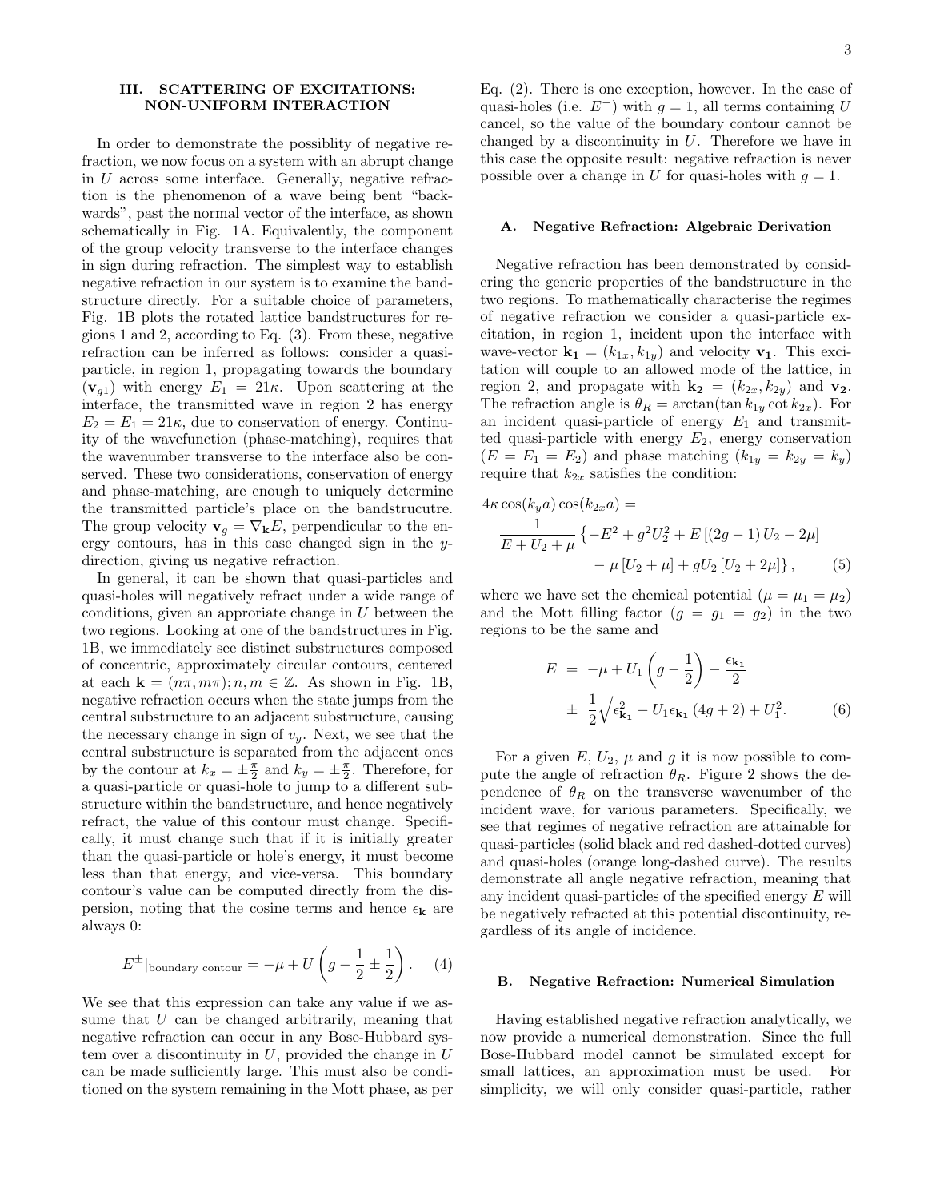## III. SCATTERING OF EXCITATIONS: NON-UNIFORM INTERACTION

In order to demonstrate the possiblity of negative refraction, we now focus on a system with an abrupt change in $U$ across some interface. Generally, negative refraction is the phenomenon of a wave being bent "backwards", past the normal vector of the interface, as shown schematically in Fig. 1A. Equivalently, the component of the group velocity transverse to the interface changes in sign during refraction. The simplest way to establish negative refraction in our system is to examine the bandstructure directly. For a suitable choice of parameters, Fig. 1B plots the rotated lattice bandstructures for regions 1 and 2, according to Eq. (3). From these, negative refraction can be inferred as follows: consider a quasi-particle, in region 1, propagating towards the boundary ($\mathbf{v}_{g1}$) with energy $E_1 = 21\kappa$. Upon scattering at the interface, the transmitted wave in region 2 has energy $E_2 = E_1 = 21\kappa$, due to conservation of energy. Continuity of the wavefunction (phase-matching), requires that the wavenumber transverse to the interface also be conserved. These two considerations, conservation of energy and phase-matching, are enough to uniquely determine the transmitted particle's place on the bandstrucutre. The group velocity $\mathbf{v}_g = \nabla_{\mathbf{k}} E$, perpendicular to the energy contours, has in this case changed sign in the $y$-direction, giving us negative refraction.

In general, it can be shown that quasi-particles and quasi-holes will negatively refract under a wide range of conditions, given an approriate change in $U$ between the two regions. Looking at one of the bandstructures in Fig. 1B, we immediately see distinct substructures composed of concentric, approximately circular contours, centered at each $\mathbf{k} = (n\pi, m\pi); n, m \in \mathbb{Z}$. As shown in Fig. 1B, negative refraction occurs when the state jumps from the central substructure to an adjacent substructure, causing the necessary change in sign of $v_y$. Next, we see that the central substructure is separated from the adjacent ones by the contour at $k_x = \pm\frac{\pi}{2}$ and $k_y = \pm\frac{\pi}{2}$. Therefore, for a quasi-particle or quasi-hole to jump to a different substructure within the bandstructure, and hence negatively refract, the value of this contour must change. Specifically, it must change such that if it is initially greater than the quasi-particle or hole's energy, it must become less than that energy, and vice-versa. This boundary contour's value can be computed directly from the dispersion, noting that the cosine terms and hence $\epsilon_{\mathbf{k}}$ are always 0:

$$E^{\pm}|_{\text{boundary contour}} = -\mu + U\left(g - \frac{1}{2} \pm \frac{1}{2}\right). \quad (4)$$

We see that this expression can take any value if we assume that $U$ can be changed arbitrarily, meaning that negative refraction can occur in any Bose-Hubbard system over a discontinuity in $U$, provided the change in $U$ can be made sufficiently large. This must also be conditioned on the system remaining in the Mott phase, as per Eq. (2). There is one exception, however. In the case of quasi-holes (i.e. $E^-$) with $g = 1$, all terms containing $U$ cancel, so the value of the boundary contour cannot be changed by a discontinuity in $U$. Therefore we have in this case the opposite result: negative refraction is never possible over a change in $U$ for quasi-holes with $g = 1$.

### A. Negative Refraction: Algebraic Derivation

Negative refraction has been demonstrated by considering the generic properties of the bandstructure in the two regions. To mathematically characterise the regimes of negative refraction we consider a quasi-particle excitation, in region 1, incident upon the interface with wave-vector $\mathbf{k_1} = (k_{1x}, k_{1y})$ and velocity $\mathbf{v_1}$. This excitation will couple to an allowed mode of the lattice, in region 2, and propagate with $\mathbf{k_2} = (k_{2x}, k_{2y})$ and $\mathbf{v_2}$. The refraction angle is $\theta_R = \arctan(\tan k_{1y} \cot k_{2x})$. For an incident quasi-particle of energy $E_1$ and transmitted quasi-particle with energy $E_2$, energy conservation ($E = E_1 = E_2$) and phase matching ($k_{1y} = k_{2y} = k_y$) require that $k_{2x}$ satisfies the condition:

$$\begin{aligned}
4\kappa \cos(k_y a)\cos(k_{2x} a) = \\
\frac{1}{E + U_2 + \mu}\left\{-E^2 + g^2 U_2^2 + E\left[(2g-1)U_2 - 2\mu\right]\right. \\
\left. - \mu\left[U_2 + \mu\right] + gU_2\left[U_2 + 2\mu\right]\right\}, \quad (5)
\end{aligned}$$

where we have set the chemical potential ($\mu = \mu_1 = \mu_2$) and the Mott filling factor ($g = g_1 = g_2$) in the two regions to be the same and

$$\begin{aligned}
E &= -\mu + U_1\left(g - \frac{1}{2}\right) - \frac{\epsilon_{\mathbf{k_1}}}{2} \\
&\pm \frac{1}{2}\sqrt{\epsilon_{\mathbf{k_1}}^2 - U_1\epsilon_{\mathbf{k_1}}(4g+2) + U_1^2}. \quad (6)
\end{aligned}$$

For a given $E$, $U_2$, $\mu$ and $g$ it is now possible to compute the angle of refraction $\theta_R$. Figure 2 shows the dependence of $\theta_R$ on the transverse wavenumber of the incident wave, for various parameters. Specifically, we see that regimes of negative refraction are attainable for quasi-particles (solid black and red dashed-dotted curves) and quasi-holes (orange long-dashed curve). The results demonstrate all angle negative refraction, meaning that any incident quasi-particles of the specified energy $E$ will be negatively refracted at this potential discontinuity, regardless of its angle of incidence.

### B. Negative Refraction: Numerical Simulation

Having established negative refraction analytically, we now provide a numerical demonstration. Since the full Bose-Hubbard model cannot be simulated except for small lattices, an approximation must be used. For simplicity, we will only consider quasi-particle, rather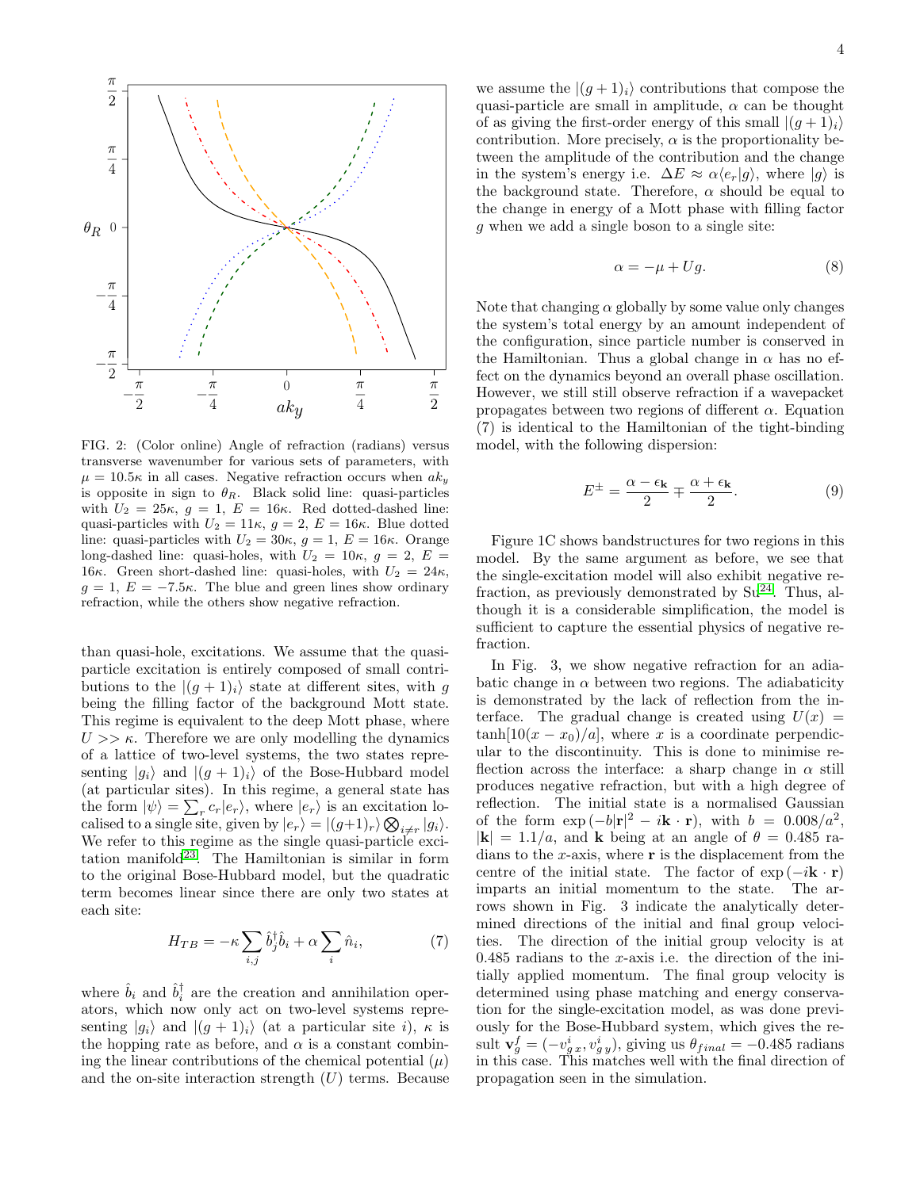FIG. 2: (Color online) Angle of refraction (radians) versus transverse wavenumber for various sets of parameters, with $\mu = 10.5\kappa$ in all cases. Negative refraction occurs when $ak_y$ is opposite in sign to $\theta_R$. Black solid line: quasi-particles with $U_2 = 25\kappa$, $g = 1$, $E = 16\kappa$. Red dotted-dashed line: quasi-particles with $U_2 = 11\kappa$, $g = 2$, $E = 16\kappa$. Blue dotted line: quasi-particles with $U_2 = 30\kappa$, $g = 1$, $E = 16\kappa$. Orange long-dashed line: quasi-holes, with $U_2 = 10\kappa$, $g = 2$, $E = 16\kappa$. Green short-dashed line: quasi-holes, with $U_2 = 24\kappa$, $g = 1$, $E = -7.5\kappa$. The blue and green lines show ordinary refraction, while the others show negative refraction.

than quasi-hole, excitations. We assume that the quasi-particle excitation is entirely composed of small contributions to the $|(g+1)_i\rangle$ state at different sites, with $g$ being the filling factor of the background Mott state. This regime is equivalent to the deep Mott phase, where $U >> \kappa$. Therefore we are only modelling the dynamics of a lattice of two-level systems, the two states representing $|g_i\rangle$ and $|(g+1)_i\rangle$ of the Bose-Hubbard model (at particular sites). In this regime, a general state has the form $|\psi\rangle = \sum_r c_r |e_r\rangle$, where $|e_r\rangle$ is an excitation localised to a single site, given by $|e_r\rangle = |(g+1)_r\rangle \bigotimes_{i \neq r} |g_i\rangle$. We refer to this regime as the single quasi-particle excitation manifold[23]. The Hamiltonian is similar in form to the original Bose-Hubbard model, but the quadratic term becomes linear since there are only two states at each site:

$$H_{TB} = -\kappa \sum_{i,j} \hat{b}_j^\dagger \hat{b}_i + \alpha \sum_i \hat{n}_i, \tag{7}$$

where $\hat{b}_i$ and $\hat{b}_i^\dagger$ are the creation and annihilation operators, which now only act on two-level systems representing $|g_i\rangle$ and $|(g+1)_i\rangle$ (at a particular site $i$), $\kappa$ is the hopping rate as before, and $\alpha$ is a constant combining the linear contributions of the chemical potential ($\mu$) and the on-site interaction strength ($U$) terms. Because we assume the $|(g+1)_i\rangle$ contributions that compose the quasi-particle are small in amplitude, $\alpha$ can be thought of as giving the first-order energy of this small $|(g+1)_i\rangle$ contribution. More precisely, $\alpha$ is the proportionality between the amplitude of the contribution and the change in the system's energy i.e. $\Delta E \approx \alpha \langle e_r | g \rangle$, where $|g\rangle$ is the background state. Therefore, $\alpha$ should be equal to the change in energy of a Mott phase with filling factor $g$ when we add a single boson to a single site:

$$\alpha = -\mu + Ug. \tag{8}$$

Note that changing $\alpha$ globally by some value only changes the system's total energy by an amount independent of the configuration, since particle number is conserved in the Hamiltonian. Thus a global change in $\alpha$ has no effect on the dynamics beyond an overall phase oscillation. However, we still still observe refraction if a wavepacket propagates between two regions of different $\alpha$. Equation (7) is identical to the Hamiltonian of the tight-binding model, with the following dispersion:

$$E^{\pm} = \frac{\alpha - \epsilon_{\mathbf{k}}}{2} \mp \frac{\alpha + \epsilon_{\mathbf{k}}}{2}. \tag{9}$$

Figure 1C shows bandstructures for two regions in this model. By the same argument as before, we see that the single-excitation model will also exhibit negative refraction, as previously demonstrated by Su[24]. Thus, although it is a considerable simplification, the model is sufficient to capture the essential physics of negative refraction.

In Fig. 3, we show negative refraction for an adiabatic change in $\alpha$ between two regions. The adiabaticity is demonstrated by the lack of reflection from the interface. The gradual change is created using $U(x) = \tanh[10(x - x_0)/a]$, where $x$ is a coordinate perpendicular to the discontinuity. This is done to minimise reflection across the interface: a sharp change in $\alpha$ still produces negative refraction, but with a high degree of reflection. The initial state is a normalised Gaussian of the form $\exp(-b|\mathbf{r}|^2 - i\mathbf{k} \cdot \mathbf{r})$, with $b = 0.008/a^2$, $|\mathbf{k}| = 1.1/a$, and $\mathbf{k}$ being at an angle of $\theta = 0.485$ radians to the $x$-axis, where $\mathbf{r}$ is the displacement from the centre of the initial state. The factor of $\exp(-i\mathbf{k} \cdot \mathbf{r})$ imparts an initial momentum to the state. The arrows shown in Fig. 3 indicate the analytically determined directions of the initial and final group velocities. The direction of the initial group velocity is at 0.485 radians to the $x$-axis i.e. the direction of the initially applied momentum. The final group velocity is determined using phase matching and energy conservation for the single-excitation model, as was done previously for the Bose-Hubbard system, which gives the result $\mathbf{v}_g^f = (-v_{g\,x}^i, v_{g\,y}^i)$, giving us $\theta_{final} = -0.485$ radians in this case. This matches well with the final direction of propagation seen in the simulation.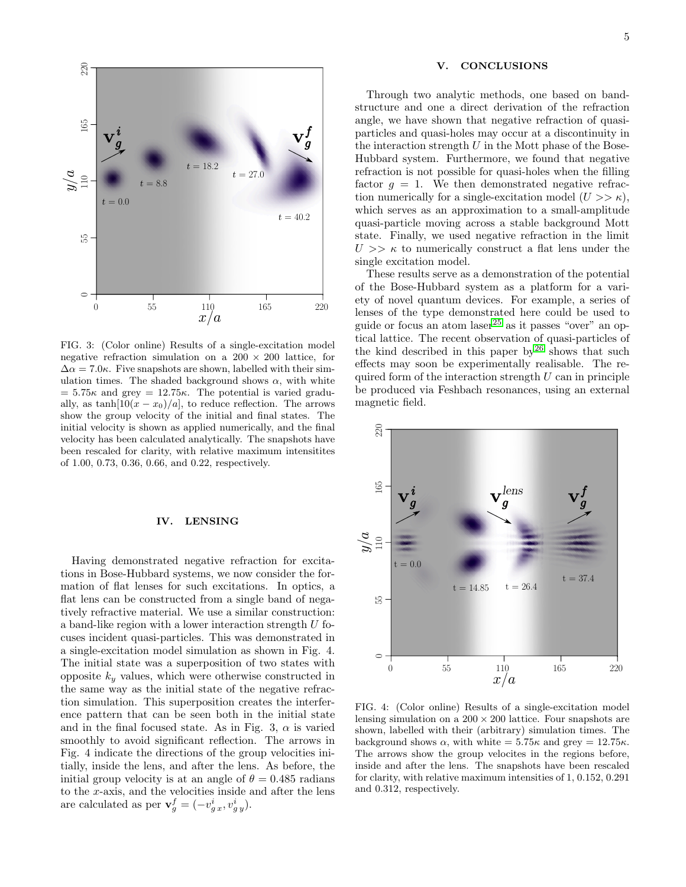FIG. 3: (Color online) Results of a single-excitation model negative refraction simulation on a $200 \times 200$ lattice, for $\Delta\alpha = 7.0\kappa$. Five snapshots are shown, labelled with their simulation times. The shaded background shows $\alpha$, with white $= 5.75\kappa$ and grey $= 12.75\kappa$. The potential is varied gradually, as $\tanh[10(x - x_0)/a]$, to reduce reflection. The arrows show the group velocity of the initial and final states. The initial velocity is shown as applied numerically, and the final velocity has been calculated analytically. The snapshots have been rescaled for clarity, with relative maximum intensitites of 1.00, 0.73, 0.36, 0.66, and 0.22, respectively.

## IV. LENSING

Having demonstrated negative refraction for excitations in Bose-Hubbard systems, we now consider the formation of flat lenses for such excitations. In optics, a flat lens can be constructed from a single band of negatively refractive material. We use a similar construction: a band-like region with a lower interaction strength $U$ focuses incident quasi-particles. This was demonstrated in a single-excitation model simulation as shown in Fig. 4. The initial state was a superposition of two states with opposite $k_y$ values, which were otherwise constructed in the same way as the initial state of the negative refraction simulation. This superposition creates the interference pattern that can be seen both in the initial state and in the final focused state. As in Fig. 3, $\alpha$ is varied smoothly to avoid significant reflection. The arrows in Fig. 4 indicate the directions of the group velocities initially, inside the lens, and after the lens. As before, the initial group velocity is at an angle of $\theta = 0.485$ radians to the $x$-axis, and the velocities inside and after the lens are calculated as per $\mathbf{v}_g^f = (-v_{g\,x}^i, v_{g\,y}^i)$.

## V. CONCLUSIONS

Through two analytic methods, one based on band-structure and one a direct derivation of the refraction angle, we have shown that negative refraction of quasi-particles and quasi-holes may occur at a discontinuity in the interaction strength $U$ in the Mott phase of the Bose-Hubbard system. Furthermore, we found that negative refraction is not possible for quasi-holes when the filling factor $g = 1$. We then demonstrated negative refraction numerically for a single-excitation model ($U >> \kappa$), which serves as an approximation to a small-amplitude quasi-particle moving across a stable background Mott state. Finally, we used negative refraction in the limit $U >> \kappa$ to numerically construct a flat lens under the single excitation model.

These results serve as a demonstration of the potential of the Bose-Hubbard system as a platform for a variety of novel quantum devices. For example, a series of lenses of the type demonstrated here could be used to guide or focus an atom laser[25] as it passes "over" an optical lattice. The recent observation of quasi-particles of the kind described in this paper by[26] shows that such effects may soon be experimentally realisable. The required form of the interaction strength $U$ can in principle be produced via Feshbach resonances, using an external magnetic field.

FIG. 4: (Color online) Results of a single-excitation model lensing simulation on a $200 \times 200$ lattice. Four snapshots are shown, labelled with their (arbitrary) simulation times. The background shows $\alpha$, with white $= 5.75\kappa$ and grey $= 12.75\kappa$. The arrows show the group velocites in the regions before, inside and after the lens. The snapshots have been rescaled for clarity, with relative maximum intensities of 1, 0.152, 0.291 and 0.312, respectively.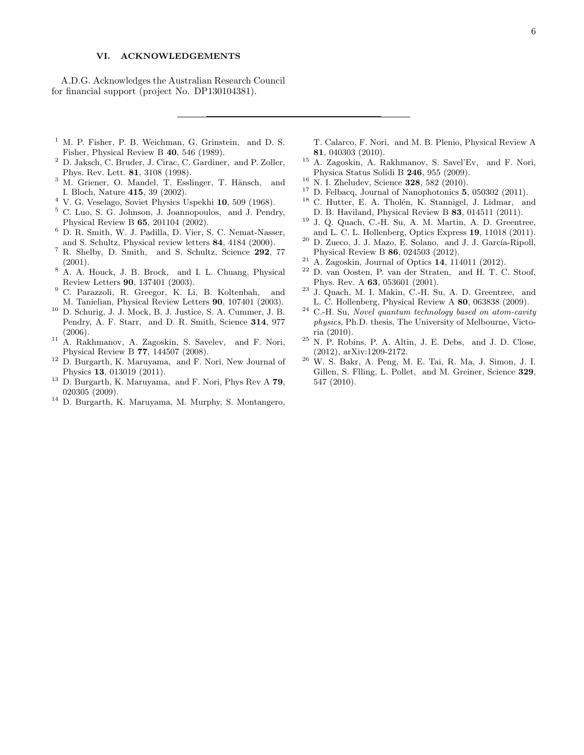## VI. ACKNOWLEDGEMENTS

A.D.G. Acknowledges the Australian Research Council for financial support (project No. DP130104381).

---

[1] M. P. Fisher, P. B. Weichman, G. Grinstein, and D. S. Fisher, Physical Review B **40**, 546 (1989).

[2] D. Jaksch, C. Bruder, J. Cirac, C. Gardiner, and P. Zoller, Phys. Rev. Lett. **81**, 3108 (1998).

[3] M. Griener, O. Mandel, T. Esslinger, T. Hänsch, and I. Bloch, Nature **415**, 39 (2002).

[4] V. G. Veselago, Soviet Physics Uspekhi **10**, 509 (1968).

[5] C. Luo, S. G. Johnson, J. Joannopoulos, and J. Pendry, Physical Review B **65**, 201104 (2002).

[6] D. R. Smith, W. J. Padilla, D. Vier, S. C. Nemat-Nasser, and S. Schultz, Physical review letters **84**, 4184 (2000).

[7] R. Shelby, D. Smith, and S. Schultz, Science **292**, 77 (2001).

[8] A. A. Houck, J. B. Brock, and I. L. Chuang, Physical Review Letters **90**, 137401 (2003).

[9] C. Parazzoli, R. Greegor, K. Li, B. Koltenbah, and M. Tanielian, Physical Review Letters **90**, 107401 (2003).

[10] D. Schurig, J. J. Mock, B. J. Justice, S. A. Cummer, J. B. Pendry, A. F. Starr, and D. R. Smith, Science **314**, 977 (2006).

[11] A. Rakhmanov, A. Zagoskin, S. Savelev, and F. Nori, Physical Review B **77**, 144507 (2008).

[12] D. Burgarth, K. Maruyama, and F. Nori, New Journal of Physics **13**, 013019 (2011).

[13] D. Burgarth, K. Maruyama, and F. Nori, Phys Rev A **79**, 020305 (2009).

[14] D. Burgarth, K. Maruyama, M. Murphy, S. Montangero, T. Calarco, F. Nori, and M. B. Plenio, Physical Review A **81**, 040303 (2010).

[15] A. Zagoskin, A. Rakhmanov, S. Savel'Ev, and F. Nori, Physica Status Solidi B **246**, 955 (2009).

[16] N. I. Zheludev, Science **328**, 582 (2010).

[17] D. Felbacq, Journal of Nanophotonics **5**, 050302 (2011).

[18] C. Hutter, E. A. Tholén, K. Stannigel, J. Lidmar, and D. B. Haviland, Physical Review B **83**, 014511 (2011).

[19] J. Q. Quach, C.-H. Su, A. M. Martin, A. D. Greentree, and L. C. L. Hollenberg, Optics Express **19**, 11018 (2011).

[20] D. Zueco, J. J. Mazo, E. Solano, and J. J. García-Ripoll, Physical Review B **86**, 024503 (2012).

[21] A. Zagoskin, Journal of Optics **14**, 114011 (2012).

[22] D. van Oosten, P. van der Straten, and H. T. C. Stoof, Phys. Rev. A **63**, 053601 (2001).

[23] J. Quach, M. I. Makin, C.-H. Su, A. D. Greentree, and L. C. Hollenberg, Physical Review A **80**, 063838 (2009).

[24] C.-H. Su, *Novel quantum technology based on atom-cavity physics*, Ph.D. thesis, The University of Melbourne, Victoria (2010).

[25] N. P. Robins, P. A. Altin, J. E. Debs, and J. D. Close, (2012), arXiv:1209-2172.

[26] W. S. Bakr, A. Peng, M. E. Tai, R. Ma, J. Simon, J. I. Gillen, S. Flling, L. Pollet, and M. Greiner, Science **329**, 547 (2010).